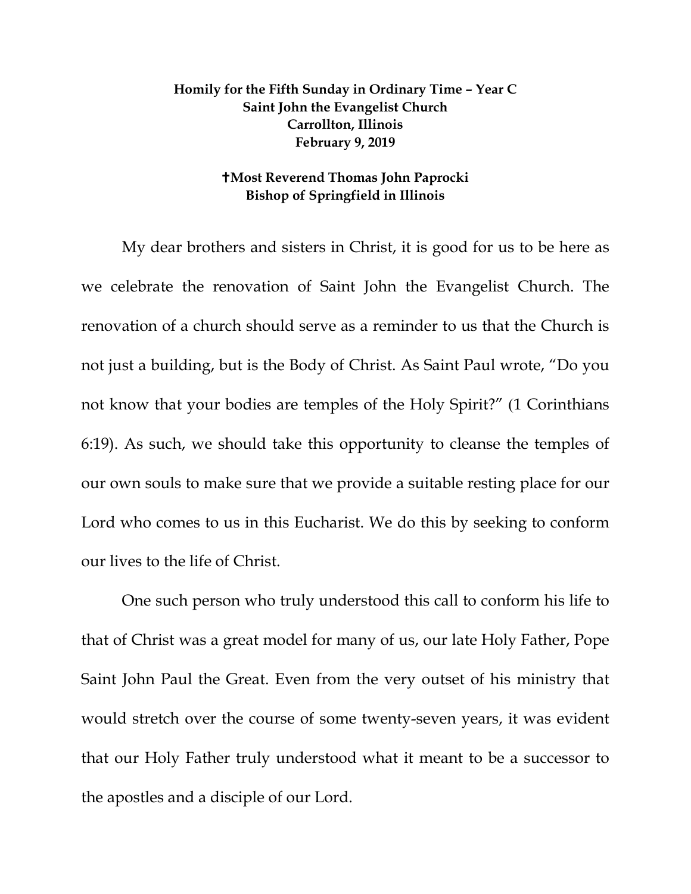**Homily for the Fifth Sunday in Ordinary Time – Year C**
**Saint John the Evangelist Church**
**Carrollton, Illinois**
**February 9, 2019**

**✝Most Reverend Thomas John Paprocki**
**Bishop of Springfield in Illinois**

My dear brothers and sisters in Christ, it is good for us to be here as we celebrate the renovation of Saint John the Evangelist Church. The renovation of a church should serve as a reminder to us that the Church is not just a building, but is the Body of Christ. As Saint Paul wrote, "Do you not know that your bodies are temples of the Holy Spirit?" (1 Corinthians 6:19). As such, we should take this opportunity to cleanse the temples of our own souls to make sure that we provide a suitable resting place for our Lord who comes to us in this Eucharist. We do this by seeking to conform our lives to the life of Christ.

One such person who truly understood this call to conform his life to that of Christ was a great model for many of us, our late Holy Father, Pope Saint John Paul the Great. Even from the very outset of his ministry that would stretch over the course of some twenty-seven years, it was evident that our Holy Father truly understood what it meant to be a successor to the apostles and a disciple of our Lord.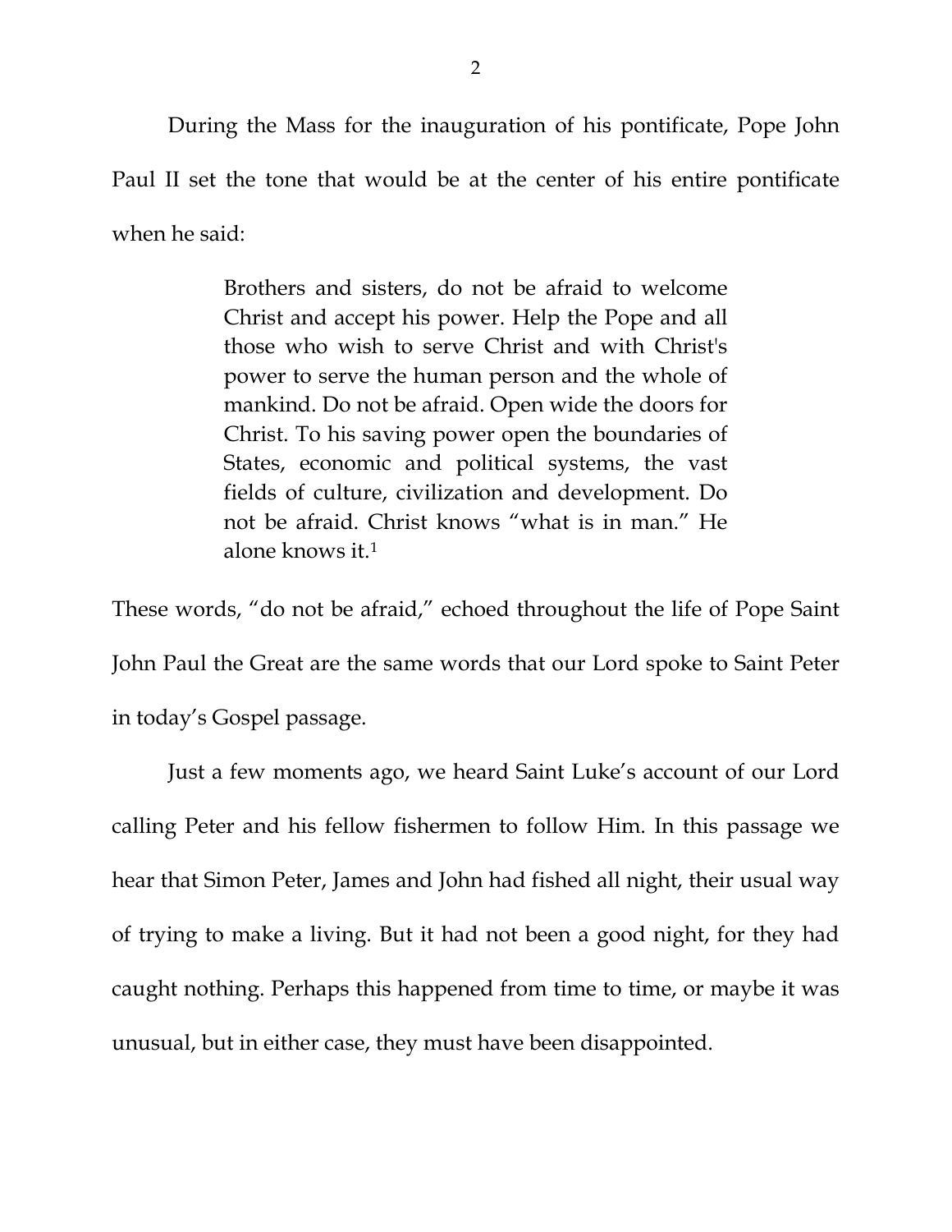During the Mass for the inauguration of his pontificate, Pope John Paul II set the tone that would be at the center of his entire pontificate when he said:

> Brothers and sisters, do not be afraid to welcome Christ and accept his power. Help the Pope and all those who wish to serve Christ and with Christ's power to serve the human person and the whole of mankind. Do not be afraid. Open wide the doors for Christ. To his saving power open the boundaries of States, economic and political systems, the vast fields of culture, civilization and development. Do not be afraid. Christ knows "what is in man." He alone knows it.[1]

These words, "do not be afraid," echoed throughout the life of Pope Saint John Paul the Great are the same words that our Lord spoke to Saint Peter in today's Gospel passage.

Just a few moments ago, we heard Saint Luke's account of our Lord calling Peter and his fellow fishermen to follow Him. In this passage we hear that Simon Peter, James and John had fished all night, their usual way of trying to make a living. But it had not been a good night, for they had caught nothing. Perhaps this happened from time to time, or maybe it was unusual, but in either case, they must have been disappointed.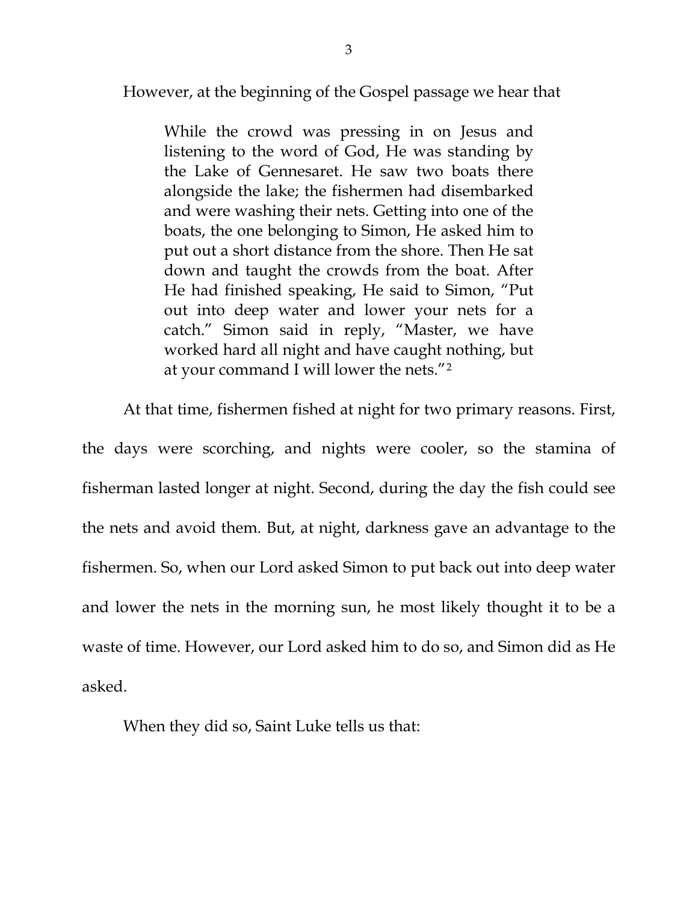However, at the beginning of the Gospel passage we hear that

> While the crowd was pressing in on Jesus and listening to the word of God, He was standing by the Lake of Gennesaret. He saw two boats there alongside the lake; the fishermen had disembarked and were washing their nets. Getting into one of the boats, the one belonging to Simon, He asked him to put out a short distance from the shore. Then He sat down and taught the crowds from the boat. After He had finished speaking, He said to Simon, "Put out into deep water and lower your nets for a catch." Simon said in reply, "Master, we have worked hard all night and have caught nothing, but at your command I will lower the nets."[2]

At that time, fishermen fished at night for two primary reasons. First, the days were scorching, and nights were cooler, so the stamina of fisherman lasted longer at night. Second, during the day the fish could see the nets and avoid them. But, at night, darkness gave an advantage to the fishermen. So, when our Lord asked Simon to put back out into deep water and lower the nets in the morning sun, he most likely thought it to be a waste of time. However, our Lord asked him to do so, and Simon did as He asked.

When they did so, Saint Luke tells us that: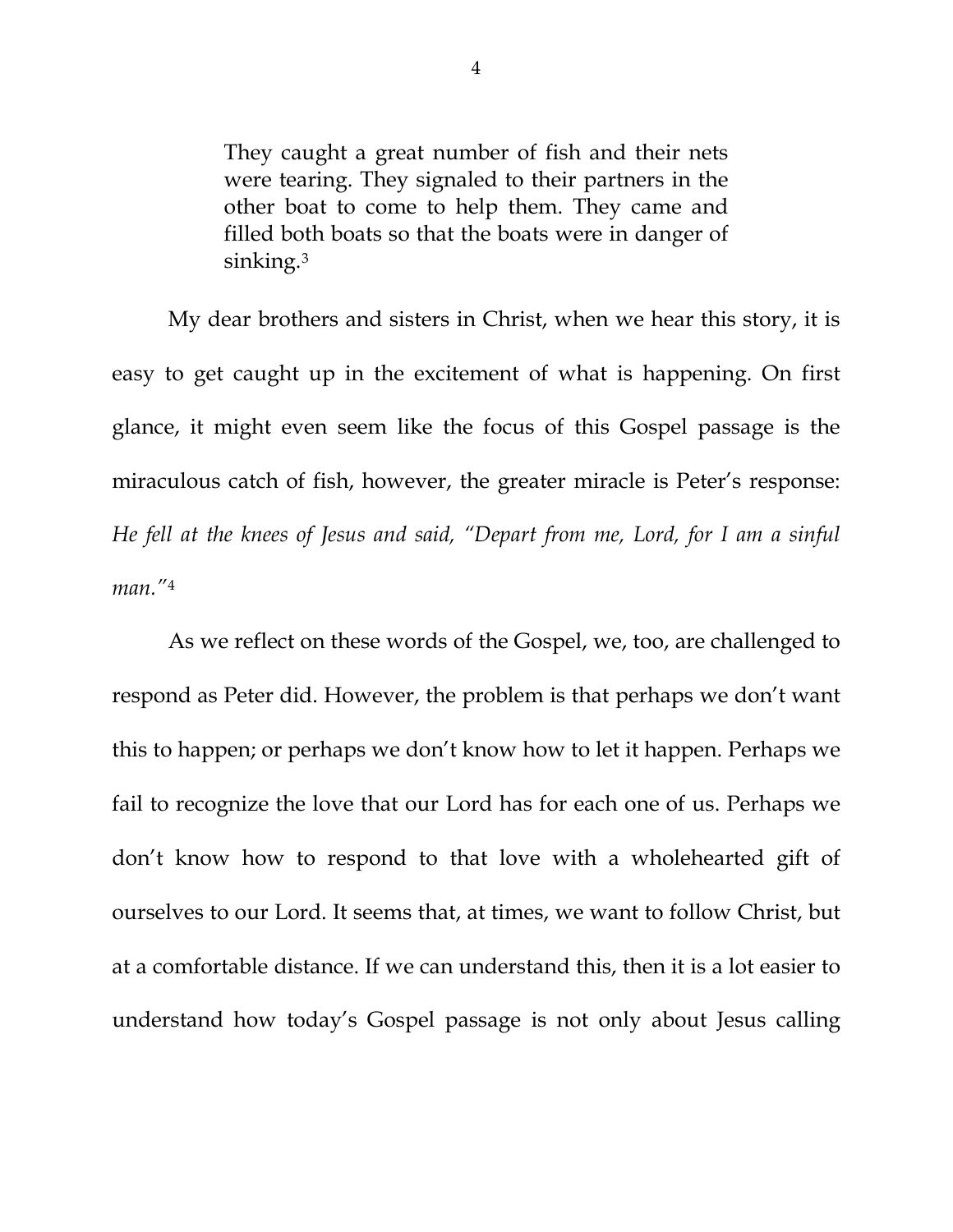> They caught a great number of fish and their nets were tearing. They signaled to their partners in the other boat to come to help them. They came and filled both boats so that the boats were in danger of sinking.[3]

My dear brothers and sisters in Christ, when we hear this story, it is easy to get caught up in the excitement of what is happening. On first glance, it might even seem like the focus of this Gospel passage is the miraculous catch of fish, however, the greater miracle is Peter's response: *He fell at the knees of Jesus and said, "Depart from me, Lord, for I am a sinful man."*[4]

As we reflect on these words of the Gospel, we, too, are challenged to respond as Peter did. However, the problem is that perhaps we don't want this to happen; or perhaps we don't know how to let it happen. Perhaps we fail to recognize the love that our Lord has for each one of us. Perhaps we don't know how to respond to that love with a wholehearted gift of ourselves to our Lord. It seems that, at times, we want to follow Christ, but at a comfortable distance. If we can understand this, then it is a lot easier to understand how today's Gospel passage is not only about Jesus calling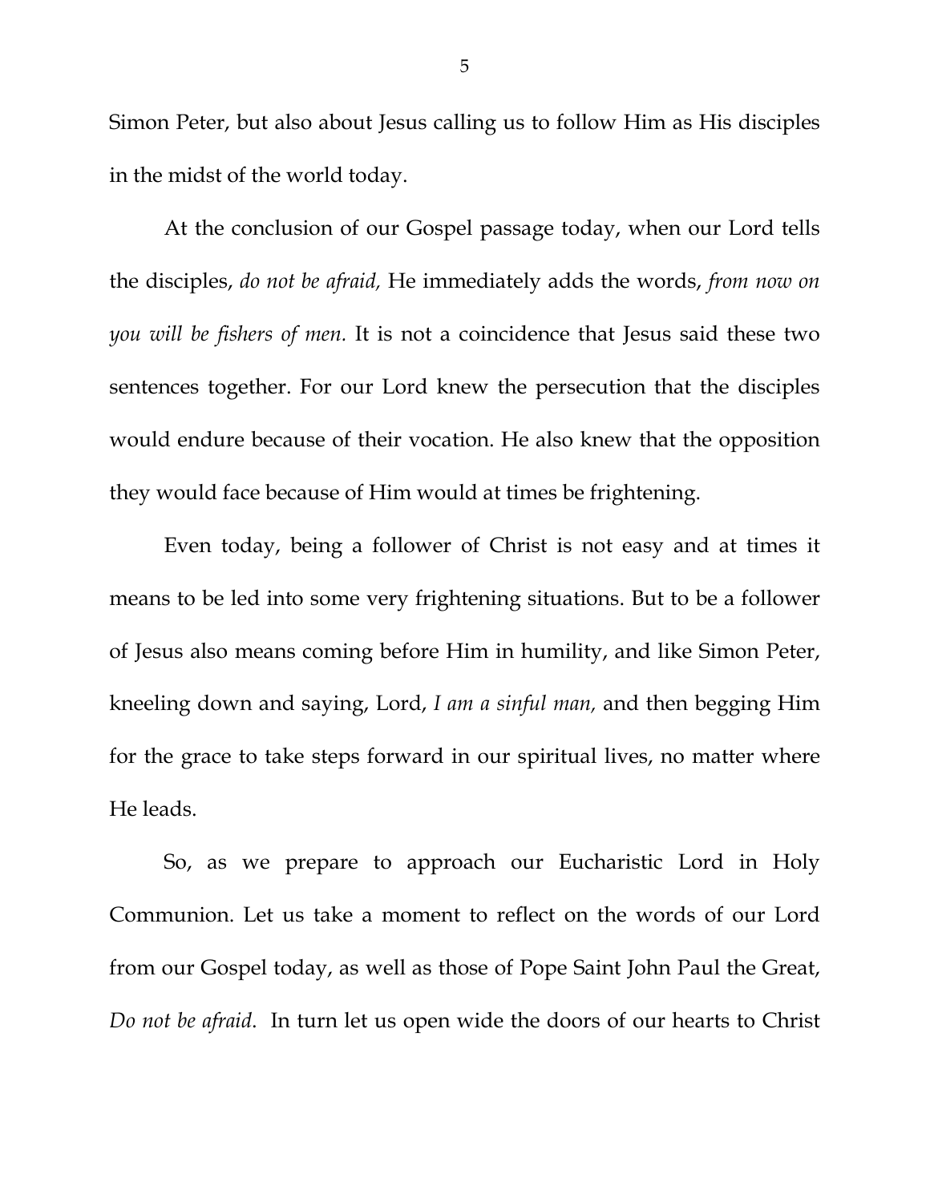Simon Peter, but also about Jesus calling us to follow Him as His disciples in the midst of the world today.

At the conclusion of our Gospel passage today, when our Lord tells the disciples, *do not be afraid,* He immediately adds the words, *from now on you will be fishers of men.* It is not a coincidence that Jesus said these two sentences together. For our Lord knew the persecution that the disciples would endure because of their vocation. He also knew that the opposition they would face because of Him would at times be frightening.

Even today, being a follower of Christ is not easy and at times it means to be led into some very frightening situations. But to be a follower of Jesus also means coming before Him in humility, and like Simon Peter, kneeling down and saying, Lord, *I am a sinful man,* and then begging Him for the grace to take steps forward in our spiritual lives, no matter where He leads.

So, as we prepare to approach our Eucharistic Lord in Holy Communion. Let us take a moment to reflect on the words of our Lord from our Gospel today, as well as those of Pope Saint John Paul the Great, *Do not be afraid*. In turn let us open wide the doors of our hearts to Christ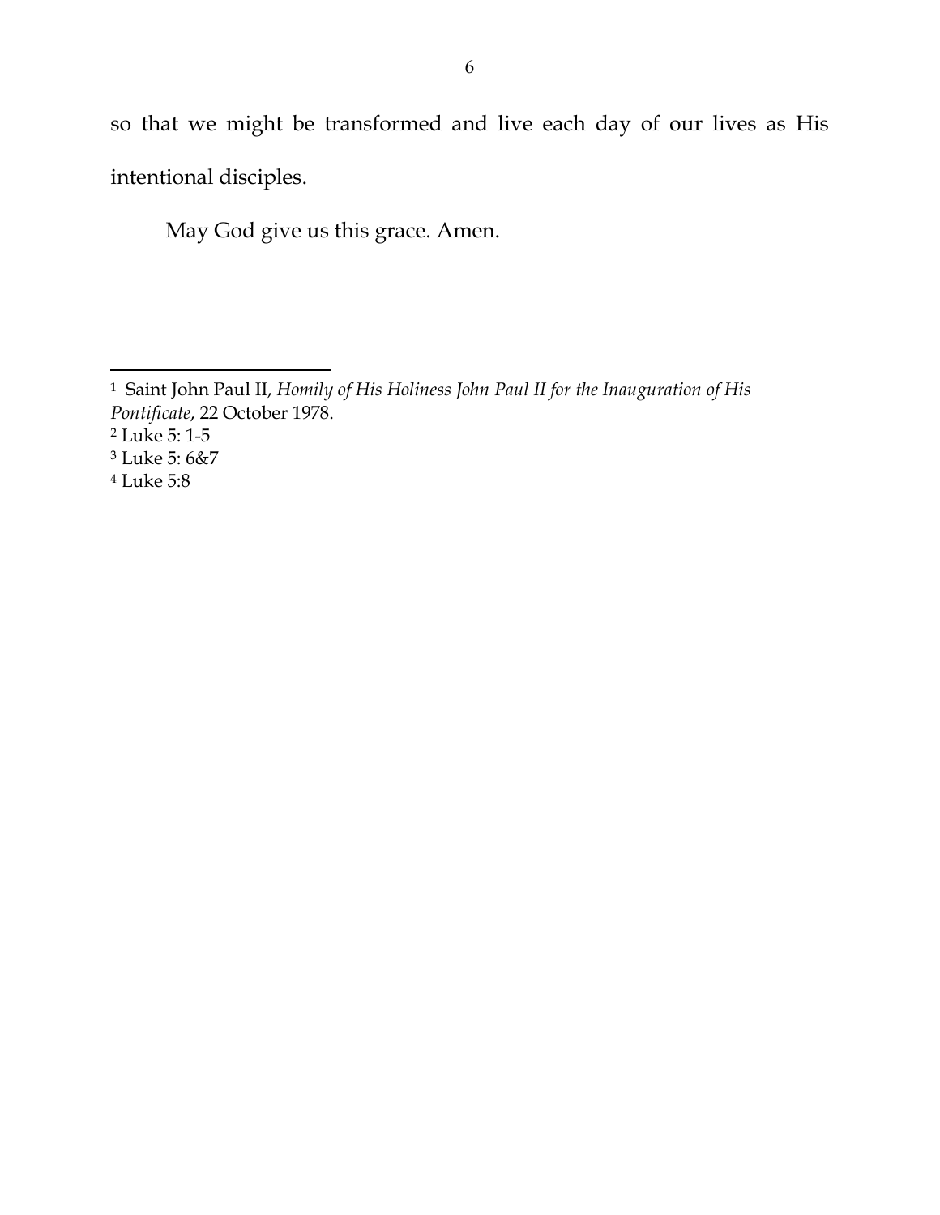so that we might be transformed and live each day of our lives as His intentional disciples.

May God give us this grace. Amen.

---

[1] Saint John Paul II, *Homily of His Holiness John Paul II for the Inauguration of His Pontificate*, 22 October 1978.

[2] Luke 5: 1-5

[3] Luke 5: 6&7

[4] Luke 5:8